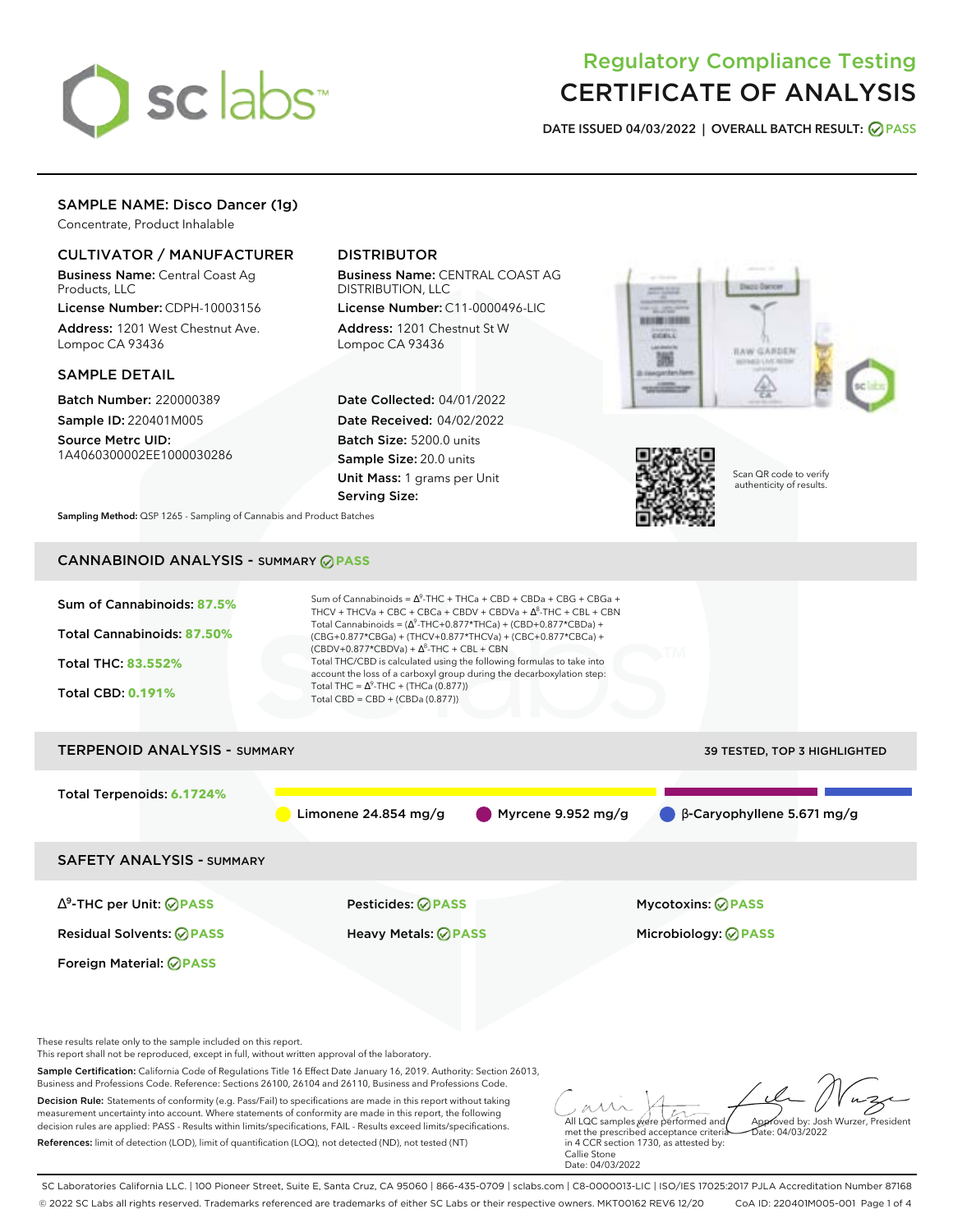# Regulatory Compliance Testing
# CERTIFICATE OF ANALYSIS

**DATE ISSUED 04/03/2022 | OVERALL BATCH RESULT: PASS**

## SAMPLE NAME: Disco Dancer (1g)

Concentrate, Product Inhalable

### CULTIVATOR / MANUFACTURER

**Business Name:** Central Coast Ag Products, LLC
**License Number:** CDPH-10003156
**Address:** 1201 West Chestnut Ave. Lompoc CA 93436

### DISTRIBUTOR

**Business Name:** CENTRAL COAST AG DISTRIBUTION, LLC
**License Number:** C11-0000496-LIC
**Address:** 1201 Chestnut St W Lompoc CA 93436

### SAMPLE DETAIL

**Batch Number:** 220000389
**Sample ID:** 220401M005
**Source Metrc UID:** 1A4060300002EE1000030286

**Date Collected:** 04/01/2022
**Date Received:** 04/02/2022
**Batch Size:** 5200.0 units
**Sample Size:** 20.0 units
**Unit Mass:** 1 grams per Unit
**Serving Size:**

Scan QR code to verify authenticity of results.

**Sampling Method:** QSP 1265 - Sampling of Cannabis and Product Batches

## CANNABINOID ANALYSIS - SUMMARY PASS

**Sum of Cannabinoids:** 87.5%
**Total Cannabinoids:** 87.50%
**Total THC:** 83.552%
**Total CBD:** 0.191%

Sum of Cannabinoids = $\Delta^9$-THC + THCa + CBD + CBDa + CBG + CBGa + THCV + THCVa + CBC + CBCa + CBDV + CBDVa + $\Delta^8$-THC + CBL + CBN
Total Cannabinoids = ($\Delta^9$-THC+0.877*THCa) + (CBD+0.877*CBDa) + (CBG+0.877*CBGa) + (THCV+0.877*THCVa) + (CBC+0.877*CBCa) + (CBDV+0.877*CBDVa) + $\Delta^8$-THC + CBL + CBN
Total THC/CBD is calculated using the following formulas to take into account the loss of a carboxyl group during the decarboxylation step:
Total THC = $\Delta^9$-THC + (THCa (0.877))
Total CBD = CBD + (CBDa (0.877))

## TERPENOID ANALYSIS - SUMMARY

39 TESTED, TOP 3 HIGHLIGHTED

**Total Terpenoids:** 6.1724%

Limonene 24.854 mg/g | Myrcene 9.952 mg/g | β-Caryophyllene 5.671 mg/g

## SAFETY ANALYSIS - SUMMARY

| | | |
|---|---|---|
| $\Delta^9$-THC per Unit: PASS | Pesticides: PASS | Mycotoxins: PASS |
| Residual Solvents: PASS | Heavy Metals: PASS | Microbiology: PASS |
| Foreign Material: PASS | | |

These results relate only to the sample included on this report.
This report shall not be reproduced, except in full, without written approval of the laboratory.

**Sample Certification:** California Code of Regulations Title 16 Effect Date January 16, 2019. Authority: Section 26013, Business and Professions Code. Reference: Sections 26100, 26104 and 26110, Business and Professions Code.

**Decision Rule:** Statements of conformity (e.g. Pass/Fail) to specifications are made in this report without taking measurement uncertainty into account. Where statements of conformity are made in this report, the following decision rules are applied: PASS - Results within limits/specifications, FAIL - Results exceed limits/specifications.

**References:** limit of detection (LOD), limit of quantification (LOQ), not detected (ND), not tested (NT)

All LQC samples were performed and met the prescribed acceptance criteria in 4 CCR section 1730, as attested by: Callie Stone
Date: 04/03/2022

Approved by: Josh Wurzer, President
Date: 04/03/2022

SC Laboratories California LLC. | 100 Pioneer Street, Suite E, Santa Cruz, CA 95060 | 866-435-0709 | sclabs.com | C8-0000013-LIC | ISO/IES 17025:2017 PJLA Accreditation Number 87168
© 2022 SC Labs all rights reserved. Trademarks referenced are trademarks of either SC Labs or their respective owners. MKT00162 REV6 12/20 CoA ID: 220401M005-001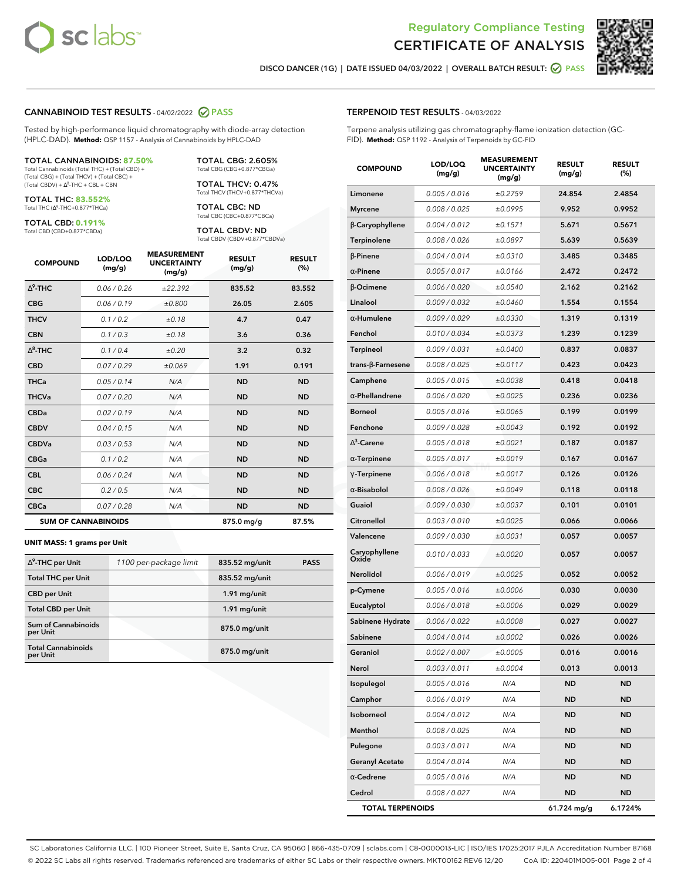Regulatory Compliance Testing
# CERTIFICATE OF ANALYSIS

DISCO DANCER (1G) | DATE ISSUED 04/03/2022 | OVERALL BATCH RESULT: PASS

## CANNABINOID TEST RESULTS - 04/02/2022 PASS

Tested by high-performance liquid chromatography with diode-array detection (HPLC-DAD). **Method:** QSP 1157 - Analysis of Cannabinoids by HPLC-DAD

**TOTAL CANNABINOIDS: 87.50%**
Total Cannabinoids (Total THC) + (Total CBD) + (Total CBG) + (Total THCV) + (Total CBC) + (Total CBDV) + Δ8-THC + CBL + CBN

**TOTAL THC: 83.552%**
Total THC (Δ9-THC+0.877*THCa)

**TOTAL CBD: 0.191%**
Total CBD (CBD+0.877*CBDa)

**TOTAL CBG: 2.605%**
Total CBG (CBG+0.877*CBGa)

**TOTAL THCV: 0.47%**
Total THCV (THCV+0.877*THCVa)

**TOTAL CBC: ND**
Total CBC (CBC+0.877*CBCa)

**TOTAL CBDV: ND**
Total CBDV (CBDV+0.877*CBDVa)

| COMPOUND | LOD/LOQ (mg/g) | MEASUREMENT UNCERTAINTY (mg/g) | RESULT (mg/g) | RESULT (%) |
|---|---|---|---|---|
| Δ9-THC | 0.06 / 0.26 | ±22.392 | 835.52 | 83.552 |
| CBG | 0.06 / 0.19 | ±0.800 | 26.05 | 2.605 |
| THCV | 0.1 / 0.2 | ±0.18 | 4.7 | 0.47 |
| CBN | 0.1 / 0.3 | ±0.18 | 3.6 | 0.36 |
| Δ8-THC | 0.1 / 0.4 | ±0.20 | 3.2 | 0.32 |
| CBD | 0.07 / 0.29 | ±0.069 | 1.91 | 0.191 |
| THCa | 0.05 / 0.14 | N/A | ND | ND |
| THCVa | 0.07 / 0.20 | N/A | ND | ND |
| CBDa | 0.02 / 0.19 | N/A | ND | ND |
| CBDV | 0.04 / 0.15 | N/A | ND | ND |
| CBDVa | 0.03 / 0.53 | N/A | ND | ND |
| CBGa | 0.1 / 0.2 | N/A | ND | ND |
| CBL | 0.06 / 0.24 | N/A | ND | ND |
| CBC | 0.2 / 0.5 | N/A | ND | ND |
| CBCa | 0.07 / 0.28 | N/A | ND | ND |
| **SUM OF CANNABINOIDS** | | | 875.0 mg/g | 87.5% |

**UNIT MASS: 1 grams per Unit**

| | | | |
|---|---|---|---|
| Δ9-THC per Unit | 1100 per-package limit | 835.52 mg/unit | PASS |
| Total THC per Unit | | 835.52 mg/unit | |
| CBD per Unit | | 1.91 mg/unit | |
| Total CBD per Unit | | 1.91 mg/unit | |
| Sum of Cannabinoids per Unit | | 875.0 mg/unit | |
| Total Cannabinoids per Unit | | 875.0 mg/unit | |

## TERPENOID TEST RESULTS - 04/03/2022

Terpene analysis utilizing gas chromatography-flame ionization detection (GC-FID). **Method:** QSP 1192 - Analysis of Terpenoids by GC-FID

| COMPOUND | LOD/LOQ (mg/g) | MEASUREMENT UNCERTAINTY (mg/g) | RESULT (mg/g) | RESULT (%) |
|---|---|---|---|---|
| Limonene | 0.005 / 0.016 | ±0.2759 | 24.854 | 2.4854 |
| Myrcene | 0.008 / 0.025 | ±0.0995 | 9.952 | 0.9952 |
| β-Caryophyllene | 0.004 / 0.012 | ±0.1571 | 5.671 | 0.5671 |
| Terpinolene | 0.008 / 0.026 | ±0.0897 | 5.639 | 0.5639 |
| β-Pinene | 0.004 / 0.014 | ±0.0310 | 3.485 | 0.3485 |
| α-Pinene | 0.005 / 0.017 | ±0.0166 | 2.472 | 0.2472 |
| β-Ocimene | 0.006 / 0.020 | ±0.0540 | 2.162 | 0.2162 |
| Linalool | 0.009 / 0.032 | ±0.0460 | 1.554 | 0.1554 |
| α-Humulene | 0.009 / 0.029 | ±0.0330 | 1.319 | 0.1319 |
| Fenchol | 0.010 / 0.034 | ±0.0373 | 1.239 | 0.1239 |
| Terpineol | 0.009 / 0.031 | ±0.0400 | 0.837 | 0.0837 |
| trans-β-Farnesene | 0.008 / 0.025 | ±0.0117 | 0.423 | 0.0423 |
| Camphene | 0.005 / 0.015 | ±0.0038 | 0.418 | 0.0418 |
| α-Phellandrene | 0.006 / 0.020 | ±0.0025 | 0.236 | 0.0236 |
| Borneol | 0.005 / 0.016 | ±0.0065 | 0.199 | 0.0199 |
| Fenchone | 0.009 / 0.028 | ±0.0043 | 0.192 | 0.0192 |
| Δ3-Carene | 0.005 / 0.018 | ±0.0021 | 0.187 | 0.0187 |
| α-Terpinene | 0.005 / 0.017 | ±0.0019 | 0.167 | 0.0167 |
| γ-Terpinene | 0.006 / 0.018 | ±0.0017 | 0.126 | 0.0126 |
| α-Bisabolol | 0.008 / 0.026 | ±0.0049 | 0.118 | 0.0118 |
| Guaiol | 0.009 / 0.030 | ±0.0037 | 0.101 | 0.0101 |
| Citronellol | 0.003 / 0.010 | ±0.0025 | 0.066 | 0.0066 |
| Valencene | 0.009 / 0.030 | ±0.0031 | 0.057 | 0.0057 |
| Caryophyllene Oxide | 0.010 / 0.033 | ±0.0020 | 0.057 | 0.0057 |
| Nerolidol | 0.006 / 0.019 | ±0.0025 | 0.052 | 0.0052 |
| p-Cymene | 0.005 / 0.016 | ±0.0006 | 0.030 | 0.0030 |
| Eucalyptol | 0.006 / 0.018 | ±0.0006 | 0.029 | 0.0029 |
| Sabinene Hydrate | 0.006 / 0.022 | ±0.0008 | 0.027 | 0.0027 |
| Sabinene | 0.004 / 0.014 | ±0.0002 | 0.026 | 0.0026 |
| Geraniol | 0.002 / 0.007 | ±0.0005 | 0.016 | 0.0016 |
| Nerol | 0.003 / 0.011 | ±0.0004 | 0.013 | 0.0013 |
| Isopulegol | 0.005 / 0.016 | N/A | ND | ND |
| Camphor | 0.006 / 0.019 | N/A | ND | ND |
| Isoborneol | 0.004 / 0.012 | N/A | ND | ND |
| Menthol | 0.008 / 0.025 | N/A | ND | ND |
| Pulegone | 0.003 / 0.011 | N/A | ND | ND |
| Geranyl Acetate | 0.004 / 0.014 | N/A | ND | ND |
| α-Cedrene | 0.005 / 0.016 | N/A | ND | ND |
| Cedrol | 0.008 / 0.027 | N/A | ND | ND |
| **TOTAL TERPENOIDS** | | | 61.724 mg/g | 6.1724% |

SC Laboratories California LLC. | 100 Pioneer Street, Suite E, Santa Cruz, CA 95060 | 866-435-0709 | sclabs.com | C8-0000013-LIC | ISO/IES 17025:2017 PJLA Accreditation Number 87168
© 2022 SC Labs all rights reserved. Trademarks referenced are trademarks of either SC Labs or their respective owners. MKT00162 REV6 12/20 CoA ID: 220401M005-001